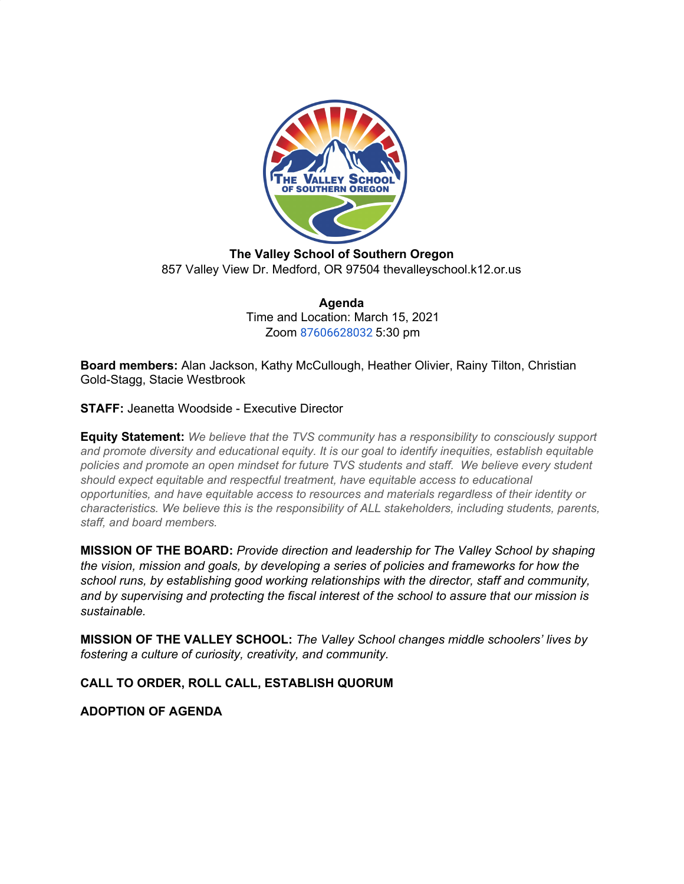**The Valley School of Southern Oregon**
857 Valley View Dr. Medford, OR 97504 thevalleyschool.k12.or.us

**Agenda**
Time and Location: March 15, 2021
Zoom 87606628032 5:30 pm

**Board members:** Alan Jackson, Kathy McCullough, Heather Olivier, Rainy Tilton, Christian Gold-Stagg, Stacie Westbrook

**STAFF:** Jeanetta Woodside - Executive Director

**Equity Statement:** *We believe that the TVS community has a responsibility to consciously support and promote diversity and educational equity. It is our goal to identify inequities, establish equitable policies and promote an open mindset for future TVS students and staff. We believe every student should expect equitable and respectful treatment, have equitable access to educational opportunities, and have equitable access to resources and materials regardless of their identity or characteristics. We believe this is the responsibility of ALL stakeholders, including students, parents, staff, and board members.*

**MISSION OF THE BOARD:** *Provide direction and leadership for The Valley School by shaping the vision, mission and goals, by developing a series of policies and frameworks for how the school runs, by establishing good working relationships with the director, staff and community, and by supervising and protecting the fiscal interest of the school to assure that our mission is sustainable.*

**MISSION OF THE VALLEY SCHOOL:** *The Valley School changes middle schoolers' lives by fostering a culture of curiosity, creativity, and community.*

**CALL TO ORDER, ROLL CALL, ESTABLISH QUORUM**

**ADOPTION OF AGENDA**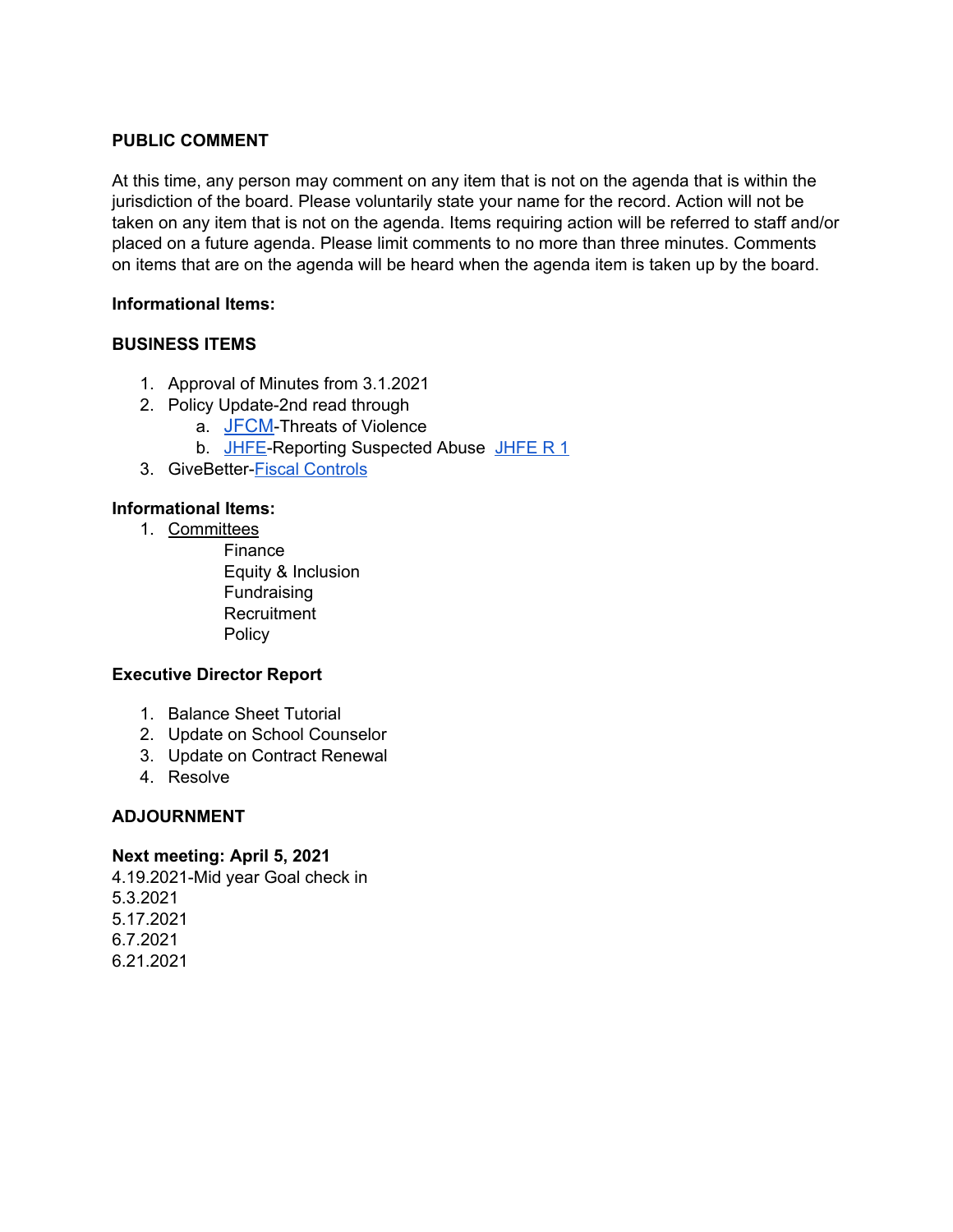**PUBLIC COMMENT**

At this time, any person may comment on any item that is not on the agenda that is within the jurisdiction of the board. Please voluntarily state your name for the record. Action will not be taken on any item that is not on the agenda. Items requiring action will be referred to staff and/or placed on a future agenda. Please limit comments to no more than three minutes. Comments on items that are on the agenda will be heard when the agenda item is taken up by the board.

**Informational Items:**

**BUSINESS ITEMS**

1. Approval of Minutes from 3.1.2021
2. Policy Update-2nd read through
    a. JFCM-Threats of Violence
    b. JHFE-Reporting Suspected Abuse JHFE R 1
3. GiveBetter-Fiscal Controls

**Informational Items:**

1. Committees
    - Finance
    - Equity & Inclusion
    - Fundraising
    - Recruitment
    - Policy

**Executive Director Report**

1. Balance Sheet Tutorial
2. Update on School Counselor
3. Update on Contract Renewal
4. Resolve

**ADJOURNMENT**

**Next meeting: April 5, 2021**
4.19.2021-Mid year Goal check in
5.3.2021
5.17.2021
6.7.2021
6.21.2021